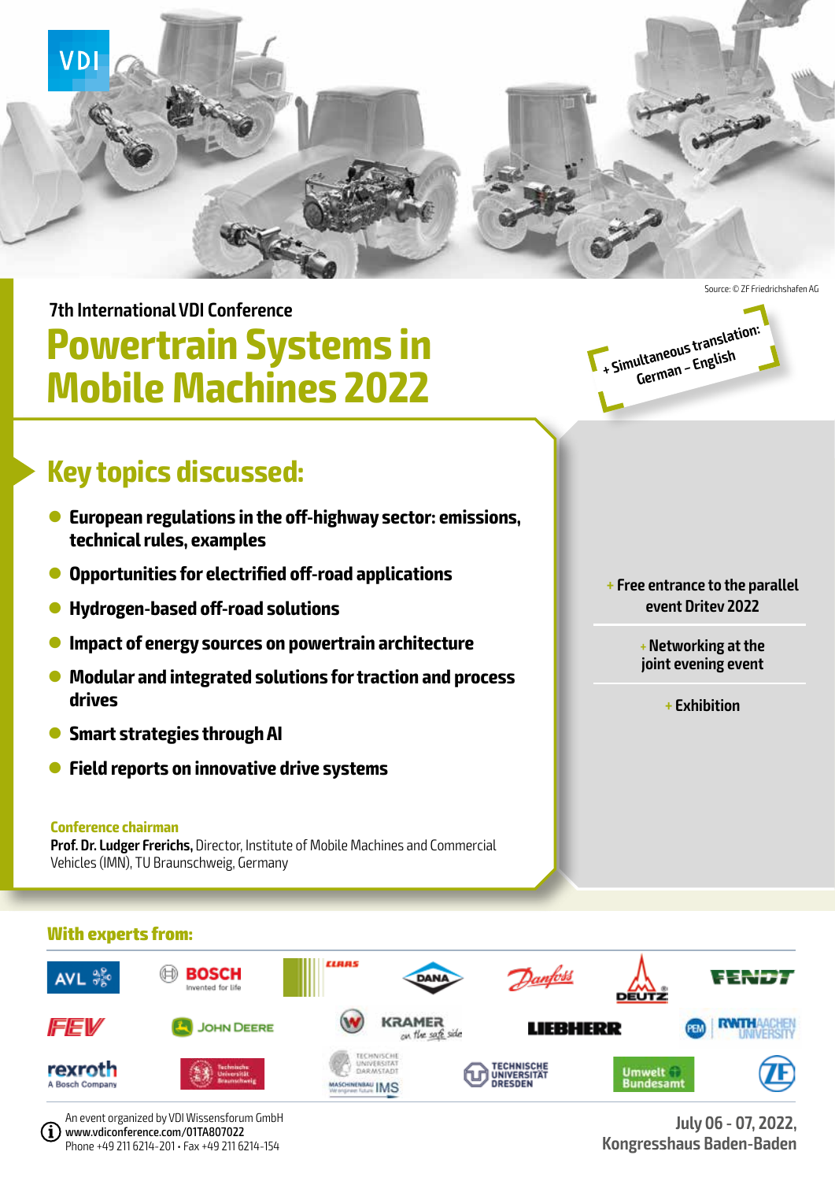VDI

Source: © ZF Friedrichshafen AG

7th International VDI Conference

# Powertrain Systems in Mobile Machines 2022

+ Simultaneous translation: German – English

## Key topics discussed:

- **European regulations in the off-highway sector: emissions, technical rules, examples**
- **Opportunities for electrified off-road applications**
- **Hydrogen-based off-road solutions**
- **Impact of energy sources on powertrain architecture**
- **Modular and integrated solutions for traction and process drives**
- **Smart strategies through AI**
- **Field reports on innovative drive systems**

**Conference chairman**

**Prof. Dr. Ludger Frerichs,** Director, Institute of Mobile Machines and Commercial Vehicles (IMN), TU Braunschweig, Germany

+ Free entrance to the parallel event Dritev 2022

+ Networking at the joint evening event

+ Exhibition

## With experts from:

AVL, BOSCH Invented for life, CLAAS, DANA, Danfoss, DEUTZ, FENDT, FEV, JOHN DEERE, W, KRAMER on the safe side, LIEBHERR, PEM, RWTH AACHEN UNIVERSITY, rexroth A Bosch Company, Technische Universität Braunschweig, Technische Universität Darmstadt, Maschinenbau IMS, Technische Universität Dresden, Umwelt Bundesamt, ZF

An event organized by VDI Wissensforum GmbH
www.vdiconference.com/01TA807022
Phone +49 211 6214-201 • Fax +49 211 6214-154

July 06 - 07, 2022,
Kongresshaus Baden-Baden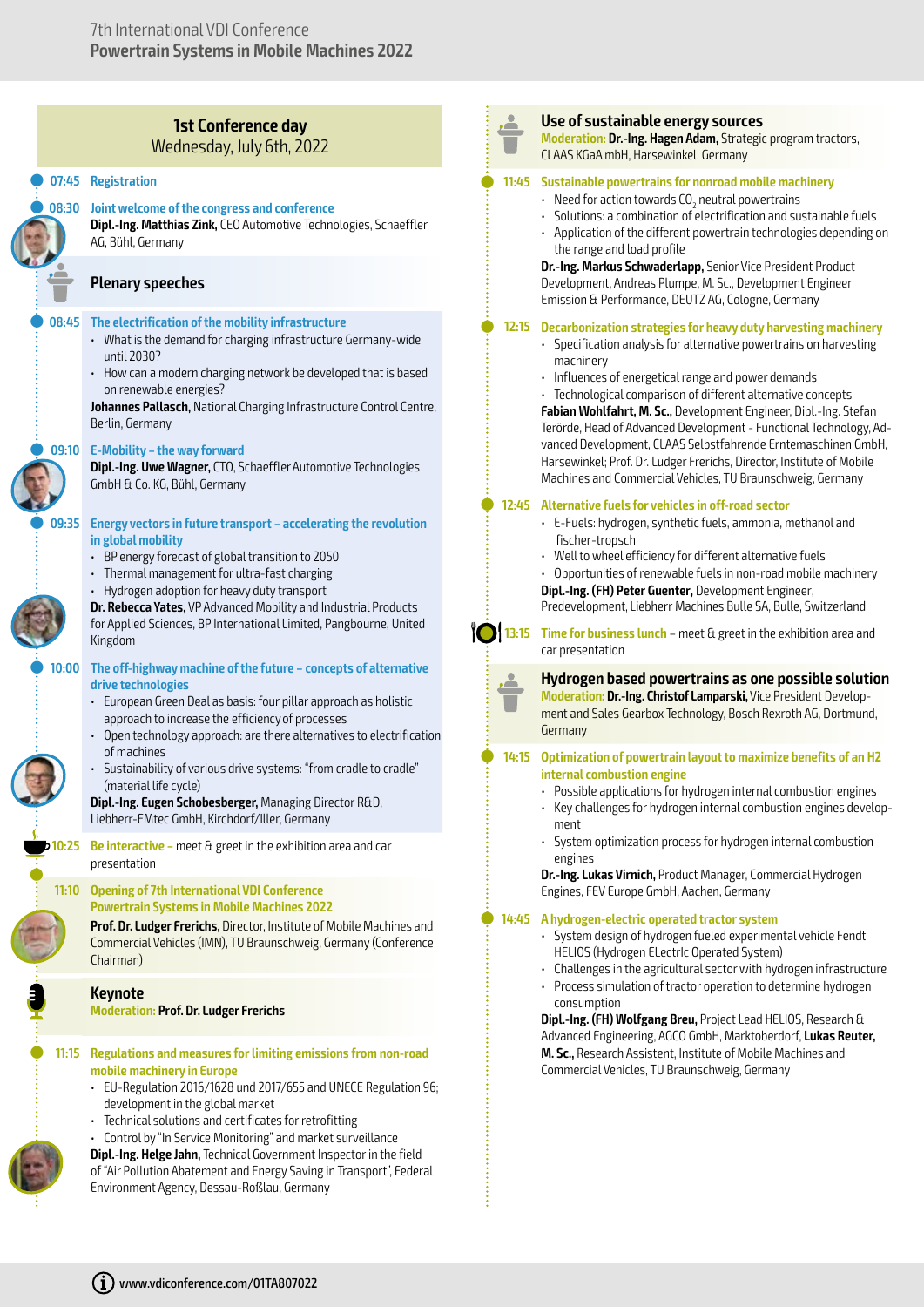## 1st Conference day
Wednesday, July 6th, 2022

**07:45 Registration**

**08:30 Joint welcome of the congress and conference**
**Dipl.-Ing. Matthias Zink,** CEO Automotive Technologies, Schaeffler AG, Bühl, Germany

### Plenary speeches

**08:45 The electrification of the mobility infrastructure**
- What is the demand for charging infrastructure Germany-wide until 2030?
- How can a modern charging network be developed that is based on renewable energies?

**Johannes Pallasch,** National Charging Infrastructure Control Centre, Berlin, Germany

**09:10 E-Mobility – the way forward**
**Dipl.-Ing. Uwe Wagner,** CTO, Schaeffler Automotive Technologies GmbH & Co. KG, Bühl, Germany

**09:35 Energy vectors in future transport – accelerating the revolution in global mobility**
- BP energy forecast of global transition to 2050
- Thermal management for ultra-fast charging
- Hydrogen adoption for heavy duty transport

**Dr. Rebecca Yates,** VP Advanced Mobility and Industrial Products for Applied Sciences, BP International Limited, Pangbourne, United Kingdom

**10:00 The off-highway machine of the future – concepts of alternative drive technologies**
- European Green Deal as basis: four pillar approach as holistic approach to increase the efficiency of processes
- Open technology approach: are there alternatives to electrification of machines
- Sustainability of various drive systems: "from cradle to cradle" (material life cycle)

**Dipl.-Ing. Eugen Schobesberger,** Managing Director R&D, Liebherr-EMtec GmbH, Kirchdorf/Iller, Germany

**10:25 Be interactive** – meet & greet in the exhibition area and car presentation

**11:10 Opening of 7th International VDI Conference Powertrain Systems in Mobile Machines 2022**
**Prof. Dr. Ludger Frerichs,** Director, Institute of Mobile Machines and Commercial Vehicles (IMN), TU Braunschweig, Germany (Conference Chairman)

### Keynote
Moderation: **Prof. Dr. Ludger Frerichs**

**11:15 Regulations and measures for limiting emissions from non-road mobile machinery in Europe**
- EU-Regulation 2016/1628 und 2017/655 and UNECE Regulation 96; development in the global market
- Technical solutions and certificates for retrofitting
- Control by "In Service Monitoring" and market surveillance

**Dipl.-Ing. Helge Jahn,** Technical Government Inspector in the field of "Air Pollution Abatement and Energy Saving in Transport", Federal Environment Agency, Dessau-Roßlau, Germany

### Use of sustainable energy sources
Moderation: **Dr.-Ing. Hagen Adam,** Strategic program tractors, CLAAS KGaA mbH, Harsewinkel, Germany

**11:45 Sustainable powertrains for nonroad mobile machinery**
- Need for action towards $CO_2$ neutral powertrains
- Solutions: a combination of electrification and sustainable fuels
- Application of the different powertrain technologies depending on the range and load profile

**Dr.-Ing. Markus Schwaderlapp,** Senior Vice President Product Development, Andreas Plumpe, M. Sc., Development Engineer Emission & Performance, DEUTZ AG, Cologne, Germany

**12:15 Decarbonization strategies for heavy duty harvesting machinery**
- Specification analysis for alternative powertrains on harvesting machinery
- Influences of energetical range and power demands
- Technological comparison of different alternative concepts

**Fabian Wohlfahrt, M. Sc.,** Development Engineer, Dipl.-Ing. Stefan Terörde, Head of Advanced Development - Functional Technology, Advanced Development, CLAAS Selbstfahrende Erntemaschinen GmbH, Harsewinkel; Prof. Dr. Ludger Frerichs, Director, Institute of Mobile Machines and Commercial Vehicles, TU Braunschweig, Germany

**12:45 Alternative fuels for vehicles in off-road sector**
- E-Fuels: hydrogen, synthetic fuels, ammonia, methanol and fischer-tropsch
- Well to wheel efficiency for different alternative fuels
- Opportunities of renewable fuels in non-road mobile machinery

**Dipl.-Ing. (FH) Peter Guenter,** Development Engineer, Predevelopment, Liebherr Machines Bulle SA, Bulle, Switzerland

**13:15 Time for business lunch** – meet & greet in the exhibition area and car presentation

### Hydrogen based powertrains as one possible solution
Moderation: **Dr.-Ing. Christof Lamparski,** Vice President Development and Sales Gearbox Technology, Bosch Rexroth AG, Dortmund, Germany

**14:15 Optimization of powertrain layout to maximize benefits of an H2 internal combustion engine**
- Possible applications for hydrogen internal combustion engines
- Key challenges for hydrogen internal combustion engines development
- System optimization process for hydrogen internal combustion engines

**Dr.-Ing. Lukas Virnich,** Product Manager, Commercial Hydrogen Engines, FEV Europe GmbH, Aachen, Germany

**14:45 A hydrogen-electric operated tractor system**
- System design of hydrogen fueled experimental vehicle Fendt HELIOS (Hydrogen ELectrIc Operated System)
- Challenges in the agricultural sector with hydrogen infrastructure
- Process simulation of tractor operation to determine hydrogen consumption

**Dipl.-Ing. (FH) Wolfgang Breu,** Project Lead HELIOS, Research & Advanced Engineering, AGCO GmbH, Marktoberdorf, **Lukas Reuter, M. Sc.,** Research Assistent, Institute of Mobile Machines and Commercial Vehicles, TU Braunschweig, Germany

www.vdiconference.com/01TA807022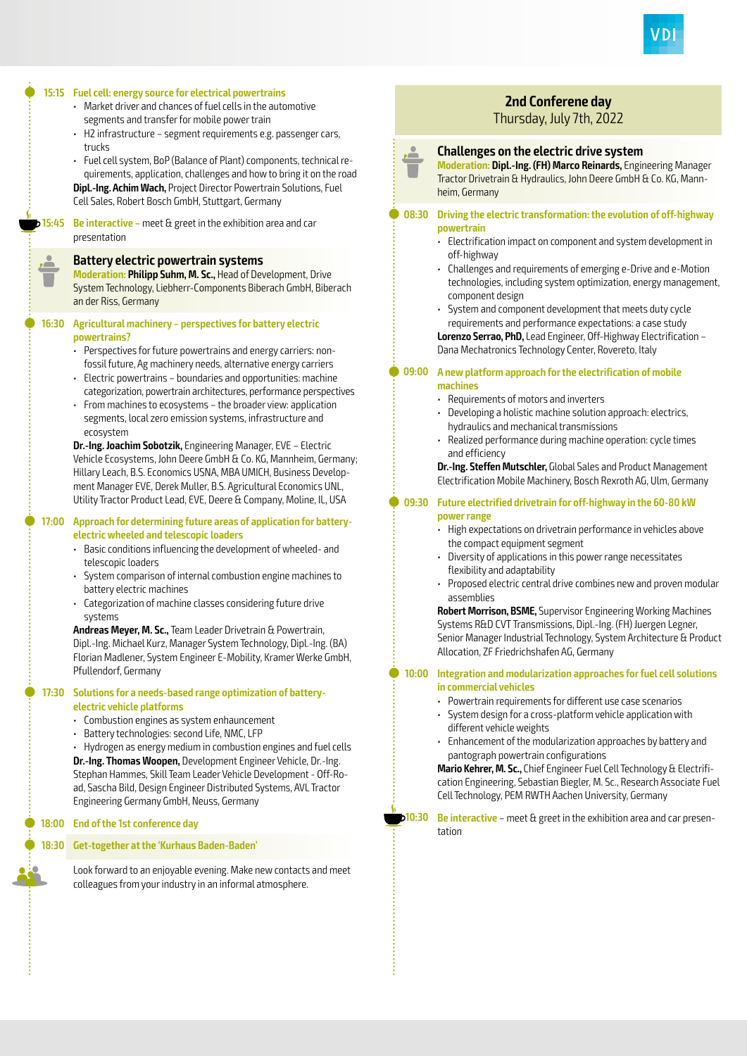**15:15 Fuel cell: energy source for electrical powertrains**

- Market driver and chances of fuel cells in the automotive segments and transfer for mobile power train
- H2 infrastructure – segment requirements e.g. passenger cars, trucks
- Fuel cell system, BoP (Balance of Plant) components, technical requirements, application, challenges and how to bring it on the road

**Dipl.-Ing. Achim Wach,** Project Director Powertrain Solutions, Fuel Cell Sales, Robert Bosch GmbH, Stuttgart, Germany

**15:45 Be interactive –** meet & greet in the exhibition area and car presentation

### Battery electric powertrain systems

**Moderation: Philipp Suhm, M. Sc.,** Head of Development, Drive System Technology, Liebherr-Components Biberach GmbH, Biberach an der Riss, Germany

**16:30 Agricultural machinery – perspectives for battery electric powertrains?**

- Perspectives for future powertrains and energy carriers: non-fossil future, Ag machinery needs, alternative energy carriers
- Electric powertrains – boundaries and opportunities: machine categorization, powertrain architectures, performance perspectives
- From machines to ecosystems – the broader view: application segments, local zero emission systems, infrastructure and ecosystem

**Dr.-Ing. Joachim Sobotzik,** Engineering Manager, EVE – Electric Vehicle Ecosystems, John Deere GmbH & Co. KG, Mannheim, Germany; Hillary Leach, B.S. Economics USNA, MBA UMICH, Business Development Manager EVE, Derek Muller, B.S. Agricultural Economics UNL, Utility Tractor Product Lead, EVE, Deere & Company, Moline, IL, USA

**17:00 Approach for determining future areas of application for battery-electric wheeled and telescopic loaders**

- Basic conditions influencing the development of wheeled- and telescopic loaders
- System comparison of internal combustion engine machines to battery electric machines
- Categorization of machine classes considering future drive systems

**Andreas Meyer, M. Sc.,** Team Leader Drivetrain & Powertrain, Dipl.-Ing. Michael Kurz, Manager System Technology, Dipl.-Ing. (BA) Florian Madlener, System Engineer E-Mobility, Kramer Werke GmbH, Pfullendorf, Germany

**17:30 Solutions for a needs-based range optimization of battery-electric vehicle platforms**

- Combustion engines as system enhancement
- Battery technologies: second Life, NMC, LFP
- Hydrogen as energy medium in combustion engines and fuel cells

**Dr.-Ing. Thomas Woopen,** Development Engineer Vehicle, Dr.-Ing. Stephan Hammes, Skill Team Leader Vehicle Development - Off-Road, Sascha Bild, Design Engineer Distributed Systems, AVL Tractor Engineering Germany GmbH, Neuss, Germany

**18:00 End of the 1st conference day**

**18:30 Get-together at the 'Kurhaus Baden-Baden'**

Look forward to an enjoyable evening. Make new contacts and meet colleagues from your industry in an informal atmosphere.

## 2nd Conferene day
Thursday, July 7th, 2022

### Challenges on the electric drive system

**Moderation: Dipl.-Ing. (FH) Marco Reinards,** Engineering Manager Tractor Drivetrain & Hydraulics, John Deere GmbH & Co. KG, Mannheim, Germany

**08:30 Driving the electric transformation: the evolution of off-highway powertrain**

- Electrification impact on component and system development in off-highway
- Challenges and requirements of emerging e-Drive and e-Motion technologies, including system optimization, energy management, component design
- System and component development that meets duty cycle requirements and performance expectations: a case study

**Lorenzo Serrao, PhD,** Lead Engineer, Off-Highway Electrification – Dana Mechatronics Technology Center, Rovereto, Italy

**09:00 A new platform approach for the electrification of mobile machines**

- Requirements of motors and inverters
- Developing a holistic machine solution approach: electrics, hydraulics and mechanical transmissions
- Realized performance during machine operation: cycle times and efficiency

**Dr.-Ing. Steffen Mutschler,** Global Sales and Product Management Electrification Mobile Machinery, Bosch Rexroth AG, Ulm, Germany

**09:30 Future electrified drivetrain for off-highway in the 60-80 kW power range**

- High expectations on drivetrain performance in vehicles above the compact equipment segment
- Diversity of applications in this power range necessitates flexibility and adaptability
- Proposed electric central drive combines new and proven modular assemblies

**Robert Morrison, BSME,** Supervisor Engineering Working Machines Systems R&D CVT Transmissions, Dipl.-Ing. (FH) Juergen Legner, Senior Manager Industrial Technology, System Architecture & Product Allocation, ZF Friedrichshafen AG, Germany

**10:00 Integration and modularization approaches for fuel cell solutions in commercial vehicles**

- Powertrain requirements for different use case scenarios
- System design for a cross-platform vehicle application with different vehicle weights
- Enhancement of the modularization approaches by battery and pantograph powertrain configurations

**Mario Kehrer, M. Sc.,** Chief Engineer Fuel Cell Technology & Electrification Engineering, Sebastian Biegler, M. Sc., Research Associate Fuel Cell Technology, PEM RWTH Aachen University, Germany

**10:30 Be interactive –** meet & greet in the exhibition area and car presentation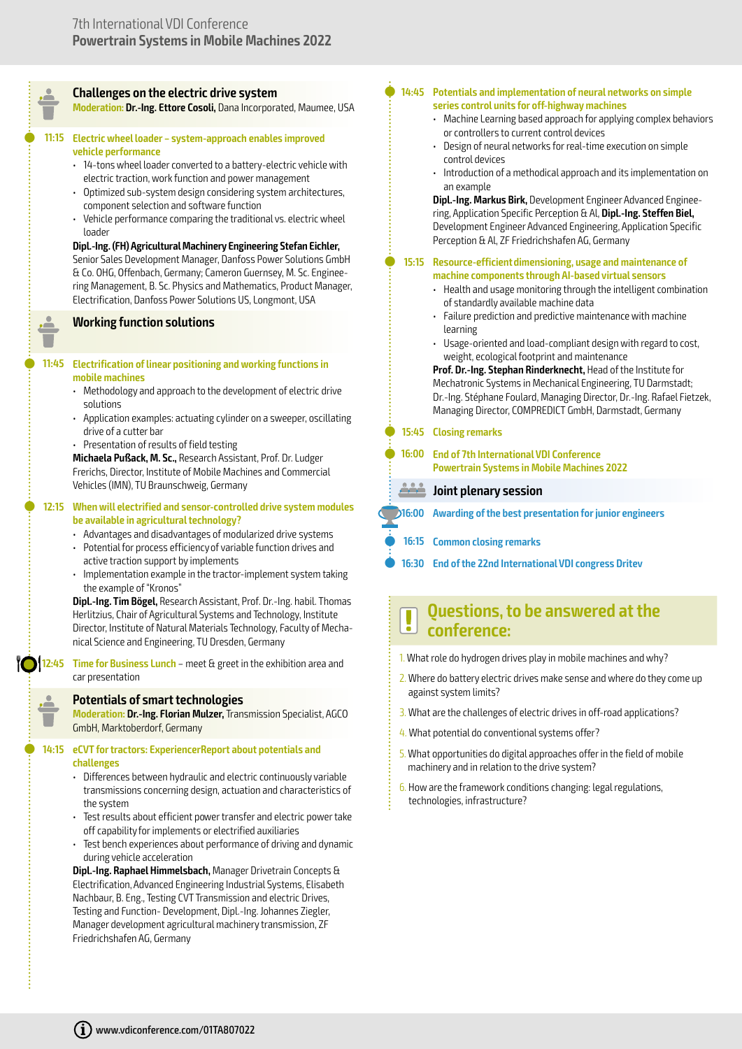## Challenges on the electric drive system

**Moderation: Dr.-Ing. Ettore Cosoli,** Dana Incorporated, Maumee, USA

**11:15 Electric wheel loader – system-approach enables improved vehicle performance**

- 14-tons wheel loader converted to a battery-electric vehicle with electric traction, work function and power management
- Optimized sub-system design considering system architectures, component selection and software function
- Vehicle performance comparing the traditional vs. electric wheel loader

**Dipl.-Ing. (FH) Agricultural Machinery Engineering Stefan Eichler,** Senior Sales Development Manager, Danfoss Power Solutions GmbH & Co. OHG, Offenbach, Germany; Cameron Guernsey, M. Sc. Engineering Management, B. Sc. Physics and Mathematics, Product Manager, Electrification, Danfoss Power Solutions US, Longmont, USA

## Working function solutions

**11:45 Electrification of linear positioning and working functions in mobile machines**

- Methodology and approach to the development of electric drive solutions
- Application examples: actuating cylinder on a sweeper, oscillating drive of a cutter bar
- Presentation of results of field testing

**Michaela Pußack, M. Sc.,** Research Assistant, Prof. Dr. Ludger Frerichs, Director, Institute of Mobile Machines and Commercial Vehicles (IMN), TU Braunschweig, Germany

**12:15 When will electrified and sensor-controlled drive system modules be available in agricultural technology?**

- Advantages and disadvantages of modularized drive systems
- Potential for process efficiency of variable function drives and active traction support by implements
- Implementation example in the tractor-implement system taking the example of "Kronos"

**Dipl.-Ing. Tim Bögel,** Research Assistant, Prof. Dr.-Ing. habil. Thomas Herlitzius, Chair of Agricultural Systems and Technology, Institute Director, Institute of Natural Materials Technology, Faculty of Mechanical Science and Engineering, TU Dresden, Germany

**12:45 Time for Business Lunch** – meet & greet in the exhibition area and car presentation

## Potentials of smart technologies

**Moderation: Dr.-Ing. Florian Mulzer,** Transmission Specialist, AGCO GmbH, Marktoberdorf, Germany

**14:15 eCVT for tractors: ExperiencerReport about potentials and challenges**

- Differences between hydraulic and electric continuously variable transmissions concerning design, actuation and characteristics of the system
- Test results about efficient power transfer and electric power take off capability for implements or electrified auxiliaries
- Test bench experiences about performance of driving and dynamic during vehicle acceleration

**Dipl.-Ing. Raphael Himmelsbach,** Manager Drivetrain Concepts & Electrification, Advanced Engineering Industrial Systems, Elisabeth Nachbaur, B. Eng., Testing CVT Transmission and electric Drives, Testing and Function- Development, Dipl.-Ing. Johannes Ziegler, Manager development agricultural machinery transmission, ZF Friedrichshafen AG, Germany

**14:45 Potentials and implementation of neural networks on simple series control units for off-highway machines**

- Machine Learning based approach for applying complex behaviors or controllers to current control devices
- Design of neural networks for real-time execution on simple control devices
- Introduction of a methodical approach and its implementation on an example

**Dipl.-Ing. Markus Birk,** Development Engineer Advanced Engineering, Application Specific Perception & AI, **Dipl.-Ing. Steffen Biel,** Development Engineer Advanced Engineering, Application Specific Perception & AI, ZF Friedrichshafen AG, Germany

**15:15 Resource-efficient dimensioning, usage and maintenance of machine components through AI-based virtual sensors**

- Health and usage monitoring through the intelligent combination of standardly available machine data
- Failure prediction and predictive maintenance with machine learning
- Usage-oriented and load-compliant design with regard to cost, weight, ecological footprint and maintenance

**Prof. Dr.-Ing. Stephan Rinderknecht,** Head of the Institute for Mechatronic Systems in Mechanical Engineering, TU Darmstadt; Dr.-Ing. Stéphane Foulard, Managing Director, Dr.-Ing. Rafael Fietzek, Managing Director, COMPREDICT GmbH, Darmstadt, Germany

**15:45 Closing remarks**

**16:00 End of 7th International VDI Conference Powertrain Systems in Mobile Machines 2022**

## Joint plenary session

**16:00 Awarding of the best presentation for junior engineers**

**16:15 Common closing remarks**

**16:30 End of the 22nd International VDI congress Dritev**

## Questions, to be answered at the conference:

1. What role do hydrogen drives play in mobile machines and why?
2. Where do battery electric drives make sense and where do they come up against system limits?
3. What are the challenges of electric drives in off-road applications?
4. What potential do conventional systems offer?
5. What opportunities do digital approaches offer in the field of mobile machinery and in relation to the drive system?
6. How are the framework conditions changing: legal regulations, technologies, infrastructure?

www.vdiconference.com/01TA807022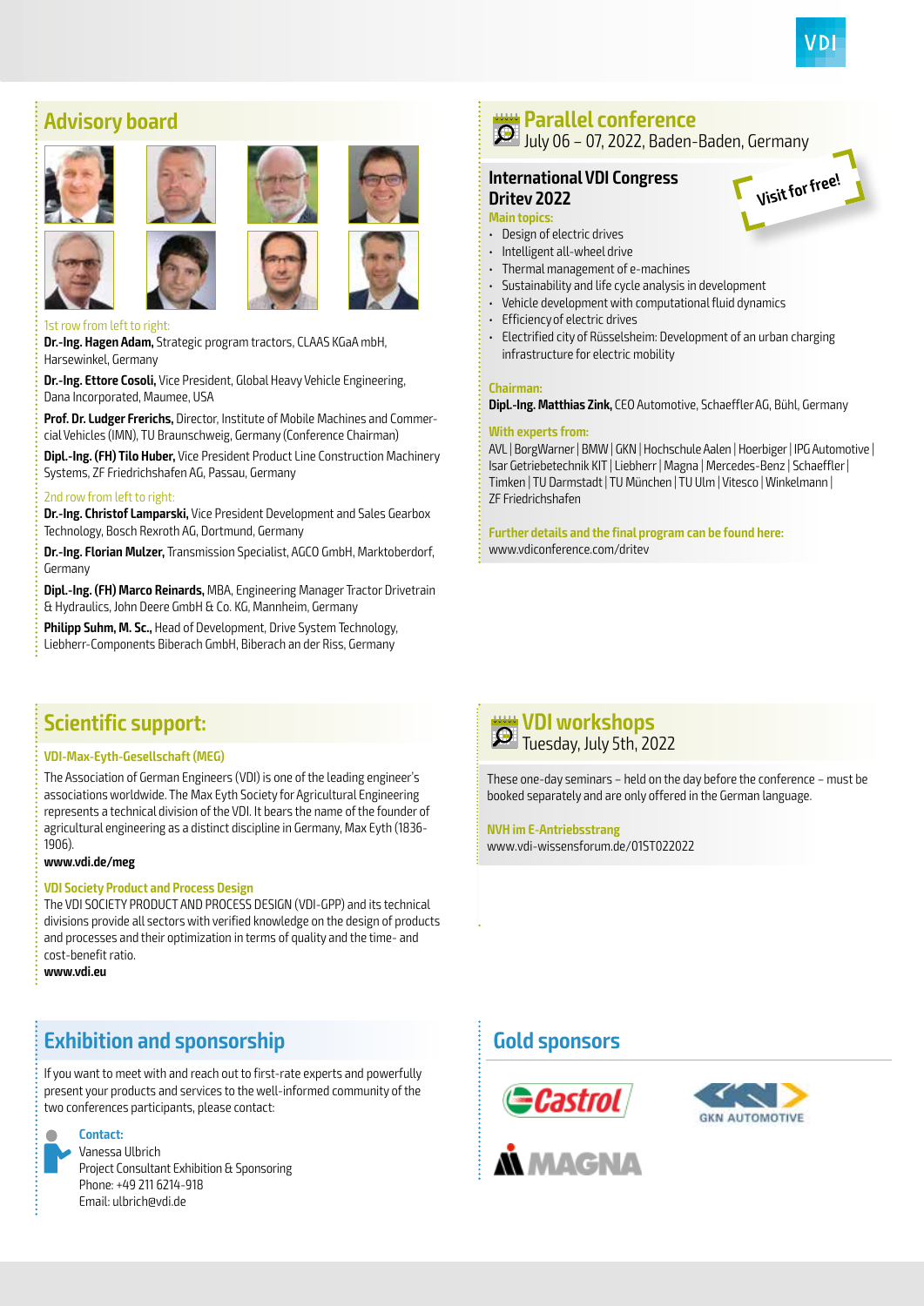## Advisory board

1st row from left to right:

**Dr.-Ing. Hagen Adam,** Strategic program tractors, CLAAS KGaA mbH, Harsewinkel, Germany

**Dr.-Ing. Ettore Cosoli,** Vice President, Global Heavy Vehicle Engineering, Dana Incorporated, Maumee, USA

**Prof. Dr. Ludger Frerichs,** Director, Institute of Mobile Machines and Commercial Vehicles (IMN), TU Braunschweig, Germany (Conference Chairman)

**Dipl.-Ing. (FH) Tilo Huber,** Vice President Product Line Construction Machinery Systems, ZF Friedrichshafen AG, Passau, Germany

2nd row from left to right:

**Dr.-Ing. Christof Lamparski,** Vice President Development and Sales Gearbox Technology, Bosch Rexroth AG, Dortmund, Germany

**Dr.-Ing. Florian Mulzer,** Transmission Specialist, AGCO GmbH, Marktoberdorf, Germany

**Dipl.-Ing. (FH) Marco Reinards,** MBA, Engineering Manager Tractor Drivetrain & Hydraulics, John Deere GmbH & Co. KG, Mannheim, Germany

**Philipp Suhm, M. Sc.,** Head of Development, Drive System Technology, Liebherr-Components Biberach GmbH, Biberach an der Riss, Germany

## Parallel conference

July 06 – 07, 2022, Baden-Baden, Germany

### International VDI Congress Dritev 2022

Visit for free!

**Main topics:**

- Design of electric drives
- Intelligent all-wheel drive
- Thermal management of e-machines
- Sustainability and life cycle analysis in development
- Vehicle development with computational fluid dynamics
- Efficiency of electric drives
- Electrified city of Rüsselsheim: Development of an urban charging infrastructure for electric mobility

**Chairman:**

**Dipl.-Ing. Matthias Zink,** CEO Automotive, Schaeffler AG, Bühl, Germany

**With experts from:**

AVL | BorgWarner | BMW | GKN | Hochschule Aalen | Hoerbiger | IPG Automotive | Isar Getriebetechnik KIT | Liebherr | Magna | Mercedes-Benz | Schaeffler | Timken | TU Darmstadt | TU München | TU Ulm | Vitesco | Winkelmann | ZF Friedrichshafen

**Further details and the final program can be found here:**

www.vdiconference.com/dritev

## Scientific support:

### VDI-Max-Eyth-Gesellschaft (MEG)

The Association of German Engineers (VDI) is one of the leading engineer's associations worldwide. The Max Eyth Society for Agricultural Engineering represents a technical division of the VDI. It bears the name of the founder of agricultural engineering as a distinct discipline in Germany, Max Eyth (1836-1906).

**www.vdi.de/meg**

### VDI Society Product and Process Design

The VDI SOCIETY PRODUCT AND PROCESS DESIGN (VDI-GPP) and its technical divisions provide all sectors with verified knowledge on the design of products and processes and their optimization in terms of quality and the time- and cost-benefit ratio.

**www.vdi.eu**

## VDI workshops

Tuesday, July 5th, 2022

These one-day seminars – held on the day before the conference – must be booked separately and are only offered in the German language.

**NVH im E-Antriebsstrang**

www.vdi-wissensforum.de/01ST022022

## Exhibition and sponsorship

If you want to meet with and reach out to first-rate experts and powerfully present your products and services to the well-informed community of the two conferences participants, please contact:

**Contact:**

Vanessa Ulbrich
Project Consultant Exhibition & Sponsoring
Phone: +49 211 6214-918
Email: ulbrich@vdi.de

## Gold sponsors

Castrol | GKN Automotive | Magna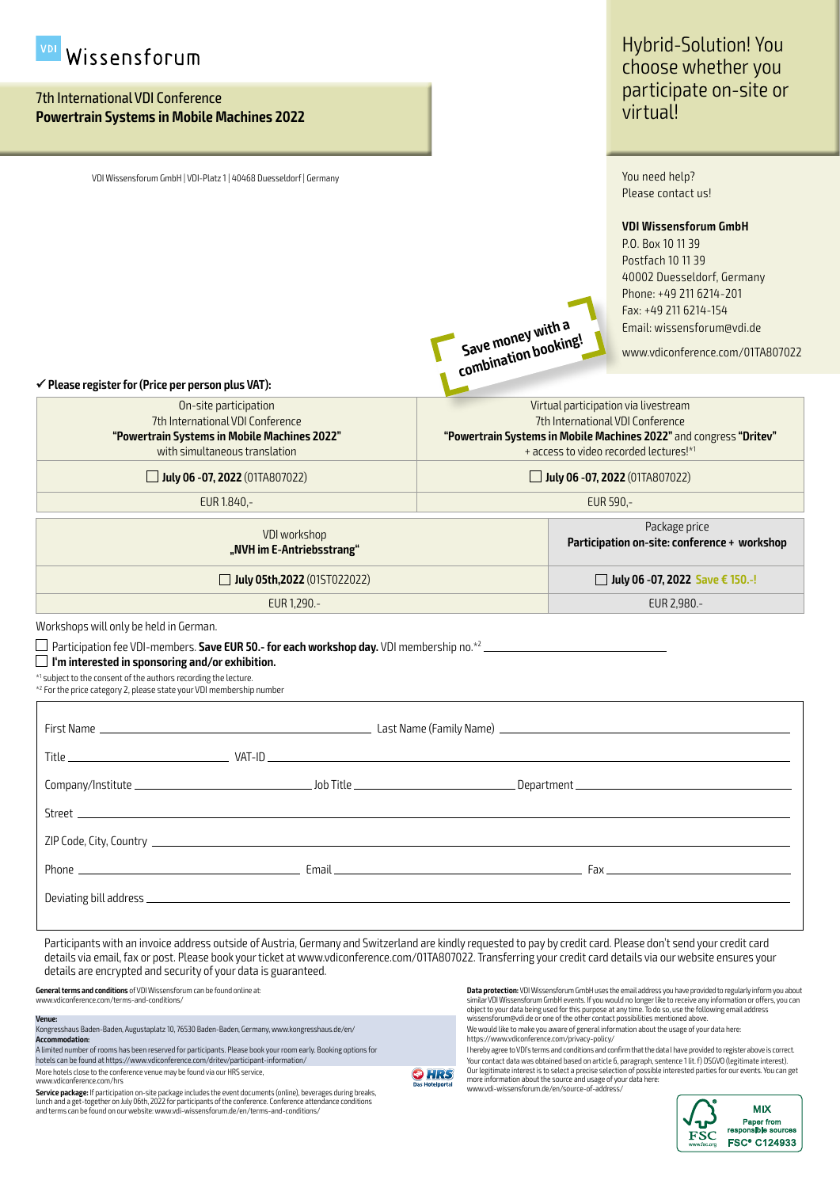VDI Wissensforum

7th International VDI Conference
**Powertrain Systems in Mobile Machines 2022**

Hybrid-Solution! You choose whether you participate on-site or virtual!

VDI Wissensforum GmbH | VDI-Platz 1 | 40468 Duesseldorf | Germany

You need help?
Please contact us!

**VDI Wissensforum GmbH**
P.O. Box 10 11 39
Postfach 10 11 39
40002 Duesseldorf, Germany
Phone: +49 211 6214-201
Fax: +49 211 6214-154
Email: wissensforum@vdi.de

www.vdiconference.com/01TA807022

Save money with a combination booking!

✓ **Please register for (Price per person plus VAT):**

| On-site participation<br>7th International VDI Conference<br>**"Powertrain Systems in Mobile Machines 2022"**<br>with simultaneous translation | Virtual participation via livestream<br>7th International VDI Conference<br>**"Powertrain Systems in Mobile Machines 2022"** and congress **"Ditev"**<br>+ access to video recorded lectures!*1 |
|---|---|
| ☐ **July 06 -07, 2022** (01TA807022) | ☐ **July 06 -07, 2022** (01TA807022) |
| EUR 1.840,- | EUR 590,- |

| VDI workshop<br>**„NVH im E-Antriebsstrang"** | Package price<br>**Participation on-site: conference + workshop** |
|---|---|
| ☐ **July 05th,2022** (01ST022022) | ☐ **July 06 -07, 2022** Save € 150.-! |
| EUR 1,290.- | EUR 2,980.- |

Workshops will only be held in German.

☐ Participation fee VDI-members. **Save EUR 50.- for each workshop day.** VDI membership no.*2 ____________

☐ **I'm interested in sponsoring and/or exhibition.**

*1 subject to the consent of the authors recording the lecture.
*2 For the price category 2, please state your VDI membership number

First Name ____________ Last Name (Family Name) ____________

Title ____________ VAT-ID ____________

Company/Institute ____________ Job Title ____________ Department ____________

Street ____________

ZIP Code, City, Country ____________

Phone ____________ Email ____________ Fax ____________

Deviating bill address ____________

Participants with an invoice address outside of Austria, Germany and Switzerland are kindly requested to pay by credit card. Please don't send your credit card details via email, fax or post. Please book your ticket at www.vdiconference.com/01TA807022. Transferring your credit card details via our website ensures your details are encrypted and security of your data is guaranteed.

**General terms and conditions** of VDI Wissensforum can be found online at: www.vdiconference.com/terms-and-conditions/

**Venue:**
Kongresshaus Baden-Baden, Augustaplatz 10, 76530 Baden-Baden, Germany, www.kongresshaus.de/en/

**Accommodation:**
A limited number of rooms has been reserved for participants. Please book your room early. Booking options for hotels can be found at https://www.vdiconference.com/dritev/participant-information/

More hotels close to the conference venue may be found via our HRS service, www.vdiconference.com/hrs

HRS Das Hotelportal

**Service package:** If participation on-site package includes the event documents (online), beverages during breaks, lunch and a get-together on July 06th, 2022 for participants of the conference. Conference attendance conditions and terms can be found on our website: www.vdi-wissensforum.de/en/terms-and-conditions/

**Data protection:** VDI Wissensforum GmbH uses the email address you have provided to regularly inform you about similar VDI Wissensforum GmbH events. If you would no longer like to receive any information or offers, you can object to your data being used for this purpose at any time. To do so, use the following email address wissensforum@vdi.de or one of the other contact possibilities mentioned above.

We would like to make you aware of general information about the usage of your data here: https://www.vdiconference.com/privacy-policy/

I hereby agree to VDI's terms and conditions and confirm that the data I have provided to register above is correct. Your contact data was obtained based on article 6, paragraph, sentence 1 lit. f) DSGVO (legitimate interest). Our legitimate interest is to select a precise selection of possible interested parties for our events. You can get more information about the source and usage of your data here: www.vdi-wissensforum.de/en/source-of-address/

MIX
Paper from responsible sources
FSC® C124933
FSC www.fsc.org